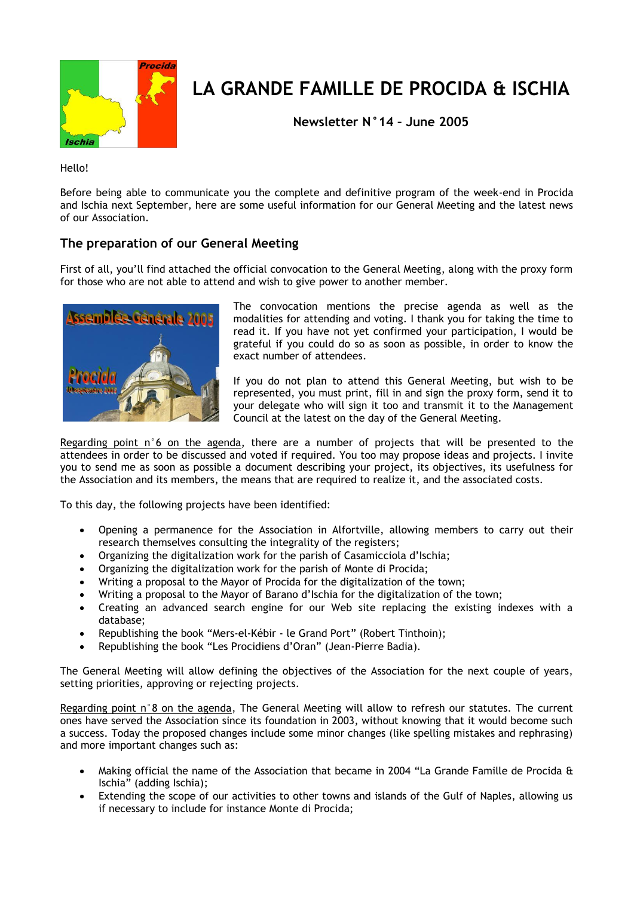# LA GRANDE FAMILLE DE PROCIDA & ISCHIA

**Newsletter N°14 – June 2005**

Hello!

Before being able to communicate you the complete and definitive program of the week-end in Procida and Ischia next September, here are some useful information for our General Meeting and the latest news of our Association.

## The preparation of our General Meeting

First of all, you'll find attached the official convocation to the General Meeting, along with the proxy form for those who are not able to attend and wish to give power to another member.

The convocation mentions the precise agenda as well as the modalities for attending and voting. I thank you for taking the time to read it. If you have not yet confirmed your participation, I would be grateful if you could do so as soon as possible, in order to know the exact number of attendees.

If you do not plan to attend this General Meeting, but wish to be represented, you must print, fill in and sign the proxy form, send it to your delegate who will sign it too and transmit it to the Management Council at the latest on the day of the General Meeting.

Regarding point n°6 on the agenda, there are a number of projects that will be presented to the attendees in order to be discussed and voted if required. You too may propose ideas and projects. I invite you to send me as soon as possible a document describing your project, its objectives, its usefulness for the Association and its members, the means that are required to realize it, and the associated costs.

To this day, the following projects have been identified:

- Opening a permanence for the Association in Alfortville, allowing members to carry out their research themselves consulting the integrality of the registers;
- Organizing the digitalization work for the parish of Casamicciola d'Ischia;
- Organizing the digitalization work for the parish of Monte di Procida;
- Writing a proposal to the Mayor of Procida for the digitalization of the town;
- Writing a proposal to the Mayor of Barano d'Ischia for the digitalization of the town;
- Creating an advanced search engine for our Web site replacing the existing indexes with a database;
- Republishing the book "Mers-el-Kébir - le Grand Port" (Robert Tinthoin);
- Republishing the book "Les Procidiens d'Oran" (Jean-Pierre Badia).

The General Meeting will allow defining the objectives of the Association for the next couple of years, setting priorities, approving or rejecting projects.

Regarding point n°8 on the agenda, The General Meeting will allow to refresh our statutes. The current ones have served the Association since its foundation in 2003, without knowing that it would become such a success. Today the proposed changes include some minor changes (like spelling mistakes and rephrasing) and more important changes such as:

- Making official the name of the Association that became in 2004 "La Grande Famille de Procida & Ischia" (adding Ischia);
- Extending the scope of our activities to other towns and islands of the Gulf of Naples, allowing us if necessary to include for instance Monte di Procida;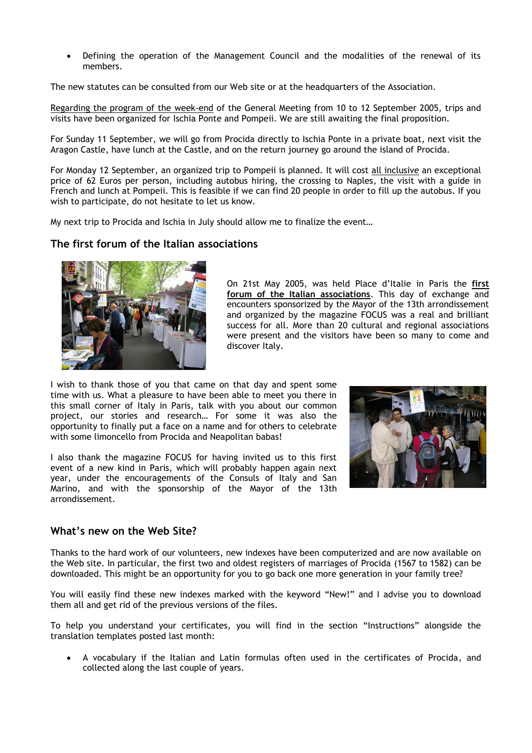- Defining the operation of the Management Council and the modalities of the renewal of its members.

The new statutes can be consulted from our Web site or at the headquarters of the Association.

Regarding the program of the week-end of the General Meeting from 10 to 12 September 2005, trips and visits have been organized for Ischia Ponte and Pompeii. We are still awaiting the final proposition.

For Sunday 11 September, we will go from Procida directly to Ischia Ponte in a private boat, next visit the Aragon Castle, have lunch at the Castle, and on the return journey go around the island of Procida.

For Monday 12 September, an organized trip to Pompeii is planned. It will cost all inclusive an exceptional price of 62 Euros per person, including autobus hiring, the crossing to Naples, the visit with a guide in French and lunch at Pompeii. This is feasible if we can find 20 people in order to fill up the autobus. If you wish to participate, do not hesitate to let us know.

My next trip to Procida and Ischia in July should allow me to finalize the event…

## The first forum of the Italian associations

On 21st May 2005, was held Place d'Italie in Paris the **first forum of the Italian associations**. This day of exchange and encounters sponsorized by the Mayor of the 13th arrondissement and organized by the magazine FOCUS was a real and brilliant success for all. More than 20 cultural and regional associations were present and the visitors have been so many to come and discover Italy.

I wish to thank those of you that came on that day and spent some time with us. What a pleasure to have been able to meet you there in this small corner of Italy in Paris, talk with you about our common project, our stories and research… For some it was also the opportunity to finally put a face on a name and for others to celebrate with some limoncello from Procida and Neapolitan babas!

I also thank the magazine FOCUS for having invited us to this first event of a new kind in Paris, which will probably happen again next year, under the encouragements of the Consuls of Italy and San Marino, and with the sponsorship of the Mayor of the 13th arrondissement.

## What's new on the Web Site?

Thanks to the hard work of our volunteers, new indexes have been computerized and are now available on the Web site. In particular, the first two and oldest registers of marriages of Procida (1567 to 1582) can be downloaded. This might be an opportunity for you to go back one more generation in your family tree?

You will easily find these new indexes marked with the keyword "New!" and I advise you to download them all and get rid of the previous versions of the files.

To help you understand your certificates, you will find in the section "Instructions" alongside the translation templates posted last month:

- A vocabulary if the Italian and Latin formulas often used in the certificates of Procida, and collected along the last couple of years.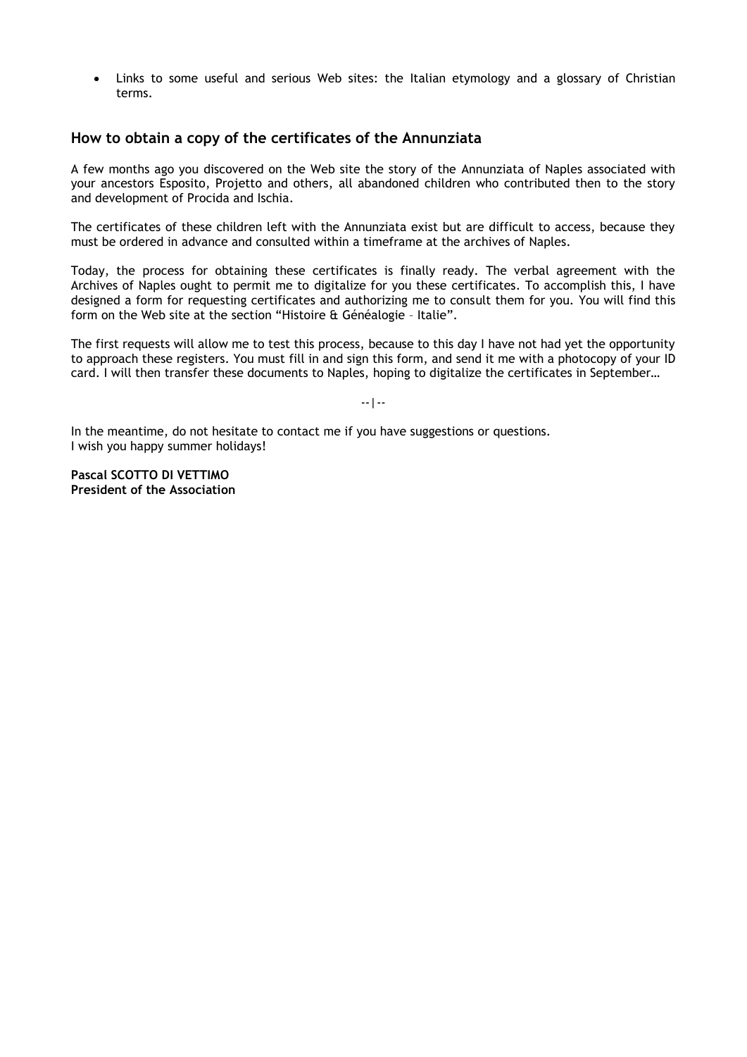- Links to some useful and serious Web sites: the Italian etymology and a glossary of Christian terms.

## How to obtain a copy of the certificates of the Annunziata

A few months ago you discovered on the Web site the story of the Annunziata of Naples associated with your ancestors Esposito, Projetto and others, all abandoned children who contributed then to the story and development of Procida and Ischia.

The certificates of these children left with the Annunziata exist but are difficult to access, because they must be ordered in advance and consulted within a timeframe at the archives of Naples.

Today, the process for obtaining these certificates is finally ready. The verbal agreement with the Archives of Naples ought to permit me to digitalize for you these certificates. To accomplish this, I have designed a form for requesting certificates and authorizing me to consult them for you. You will find this form on the Web site at the section "Histoire & Généalogie – Italie".

The first requests will allow me to test this process, because to this day I have not had yet the opportunity to approach these registers. You must fill in and sign this form, and send it me with a photocopy of your ID card. I will then transfer these documents to Naples, hoping to digitalize the certificates in September…

--|--

In the meantime, do not hesitate to contact me if you have suggestions or questions.
I wish you happy summer holidays!

**Pascal SCOTTO DI VETTIMO**
**President of the Association**